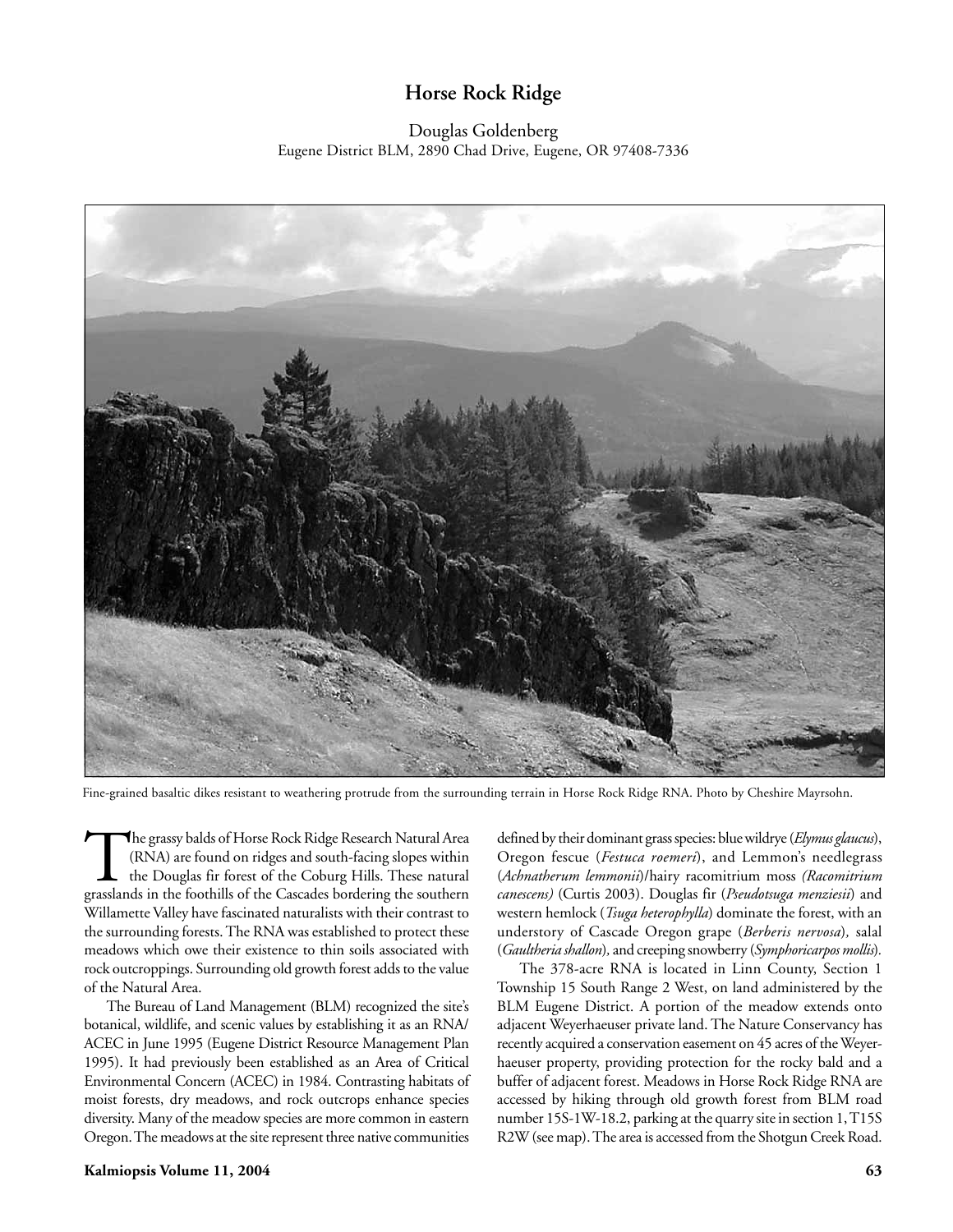# Horse Rock Ridge

Douglas Goldenberg
Eugene District BLM, 2890 Chad Drive, Eugene, OR 97408-7336

Fine-grained basaltic dikes resistant to weathering protrude from the surrounding terrain in Horse Rock Ridge RNA. Photo by Cheshire Mayrsohn.

The grassy balds of Horse Rock Ridge Research Natural Area (RNA) are found on ridges and south-facing slopes within the Douglas fir forest of the Coburg Hills. These natural grasslands in the foothills of the Cascades bordering the southern Willamette Valley have fascinated naturalists with their contrast to the surrounding forests. The RNA was established to protect these meadows which owe their existence to thin soils associated with rock outcroppings. Surrounding old growth forest adds to the value of the Natural Area.

The Bureau of Land Management (BLM) recognized the site's botanical, wildlife, and scenic values by establishing it as an RNA/ACEC in June 1995 (Eugene District Resource Management Plan 1995). It had previously been established as an Area of Critical Environmental Concern (ACEC) in 1984. Contrasting habitats of moist forests, dry meadows, and rock outcrops enhance species diversity. Many of the meadow species are more common in eastern Oregon. The meadows at the site represent three native communities defined by their dominant grass species: blue wildrye (*Elymus glaucus*), Oregon fescue (*Festuca roemeri*), and Lemmon's needlegrass (*Achnatherum lemmonii*)/hairy racomitrium moss *(Racomitrium canescens)* (Curtis 2003). Douglas fir (*Pseudotsuga menziesii*) and western hemlock (*Tsuga heterophylla*) dominate the forest, with an understory of Cascade Oregon grape (*Berberis nervosa*), salal (*Gaultheria shallon*), and creeping snowberry (*Symphoricarpos mollis*).

The 378-acre RNA is located in Linn County, Section 1 Township 15 South Range 2 West, on land administered by the BLM Eugene District. A portion of the meadow extends onto adjacent Weyerhaeuser private land. The Nature Conservancy has recently acquired a conservation easement on 45 acres of the Weyerhaeuser property, providing protection for the rocky bald and a buffer of adjacent forest. Meadows in Horse Rock Ridge RNA are accessed by hiking through old growth forest from BLM road number 15S-1W-18.2, parking at the quarry site in section 1, T15S R2W (see map). The area is accessed from the Shotgun Creek Road.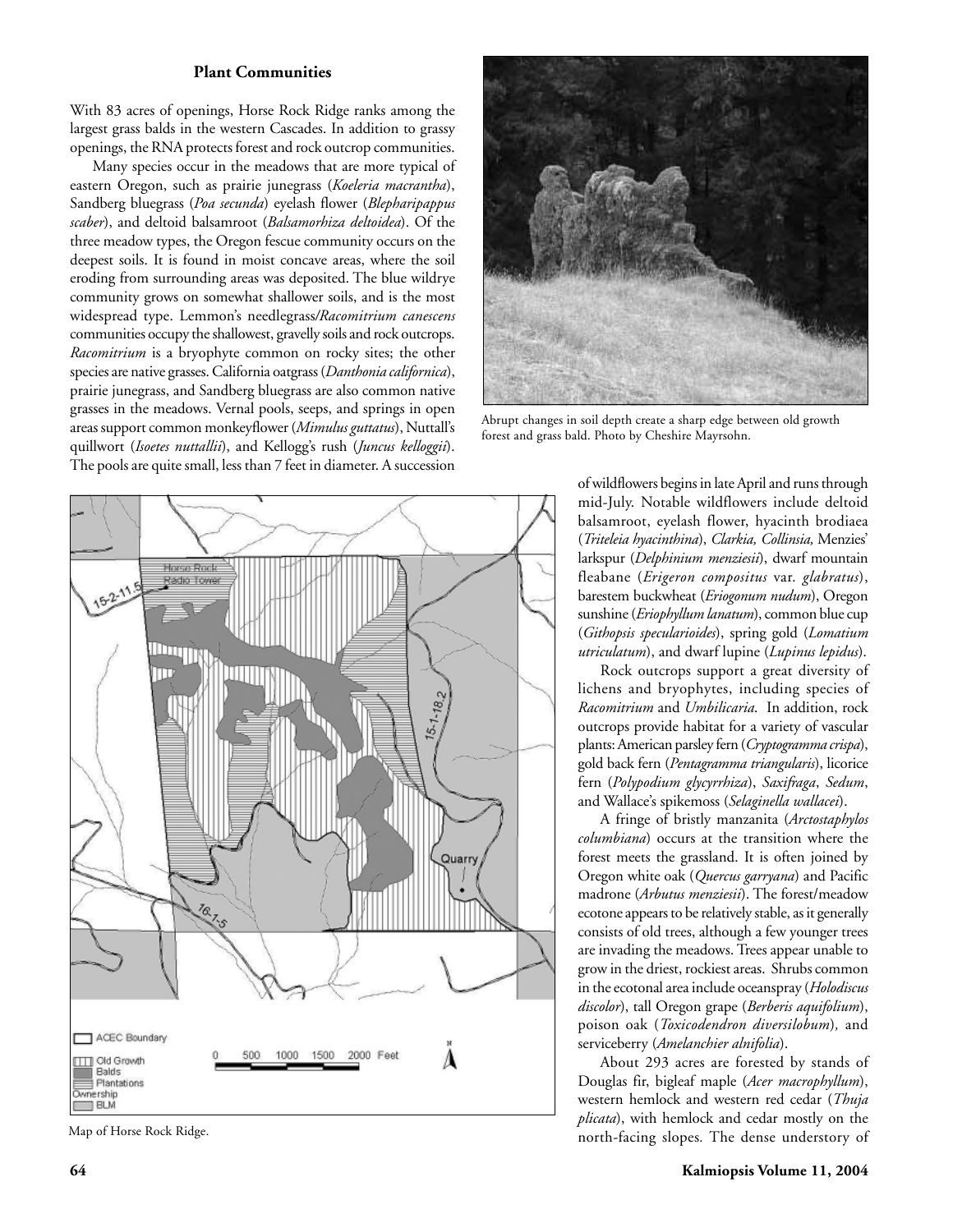### Plant Communities

With 83 acres of openings, Horse Rock Ridge ranks among the largest grass balds in the western Cascades. In addition to grassy openings, the RNA protects forest and rock outcrop communities.

Many species occur in the meadows that are more typical of eastern Oregon, such as prairie junegrass (*Koeleria macrantha*), Sandberg bluegrass (*Poa secunda*) eyelash flower (*Blepharipappus scaber*), and deltoid balsamroot (*Balsamorhiza deltoidea*). Of the three meadow types, the Oregon fescue community occurs on the deepest soils. It is found in moist concave areas, where the soil eroding from surrounding areas was deposited. The blue wildrye community grows on somewhat shallower soils, and is the most widespread type. Lemmon's needlegrass/*Racomitrium canescens* communities occupy the shallowest, gravelly soils and rock outcrops. *Racomitrium* is a bryophyte common on rocky sites; the other species are native grasses. California oatgrass (*Danthonia californica*), prairie junegrass, and Sandberg bluegrass are also common native grasses in the meadows. Vernal pools, seeps, and springs in open areas support common monkeyflower (*Mimulus guttatus*), Nuttall's quillwort (*Isoetes nuttallii*), and Kellogg's rush (*Juncus kelloggii*). The pools are quite small, less than 7 feet in diameter. A succession of wildflowers begins in late April and runs through mid-July. Notable wildflowers include deltoid balsamroot, eyelash flower, hyacinth brodiaea (*Triteleia hyacinthina*), *Clarkia, Collinsia,* Menzies' larkspur (*Delphinium menziesii*), dwarf mountain fleabane (*Erigeron compositus* var. *glabratus*), barestem buckwheat (*Eriogonum nudum*), Oregon sunshine (*Eriophyllum lanatum*), common blue cup (*Githopsis specularioides*), spring gold (*Lomatium utriculatum*), and dwarf lupine (*Lupinus lepidus*).

Abrupt changes in soil depth create a sharp edge between old growth forest and grass bald. Photo by Cheshire Mayrsohn.

Map of Horse Rock Ridge.

Rock outcrops support a great diversity of lichens and bryophytes, including species of *Racomitrium* and *Umbilicaria*. In addition, rock outcrops provide habitat for a variety of vascular plants: American parsley fern (*Cryptogramma crispa*), gold back fern (*Pentagramma triangularis*), licorice fern (*Polypodium glycyrrhiza*), *Saxifraga*, *Sedum*, and Wallace's spikemoss (*Selaginella wallacei*).

A fringe of bristly manzanita (*Arctostaphylos columbiana*) occurs at the transition where the forest meets the grassland. It is often joined by Oregon white oak (*Quercus garryana*) and Pacific madrone (*Arbutus menziesii*). The forest/meadow ecotone appears to be relatively stable, as it generally consists of old trees, although a few younger trees are invading the meadows. Trees appear unable to grow in the driest, rockiest areas. Shrubs common in the ecotonal area include oceanspray (*Holodiscus discolor*), tall Oregon grape (*Berberis aquifolium*), poison oak (*Toxicodendron diversilobum*), and serviceberry (*Amelanchier alnifolia*).

About 293 acres are forested by stands of Douglas fir, bigleaf maple (*Acer macrophyllum*), western hemlock and western red cedar (*Thuja plicata*), with hemlock and cedar mostly on the north-facing slopes. The dense understory of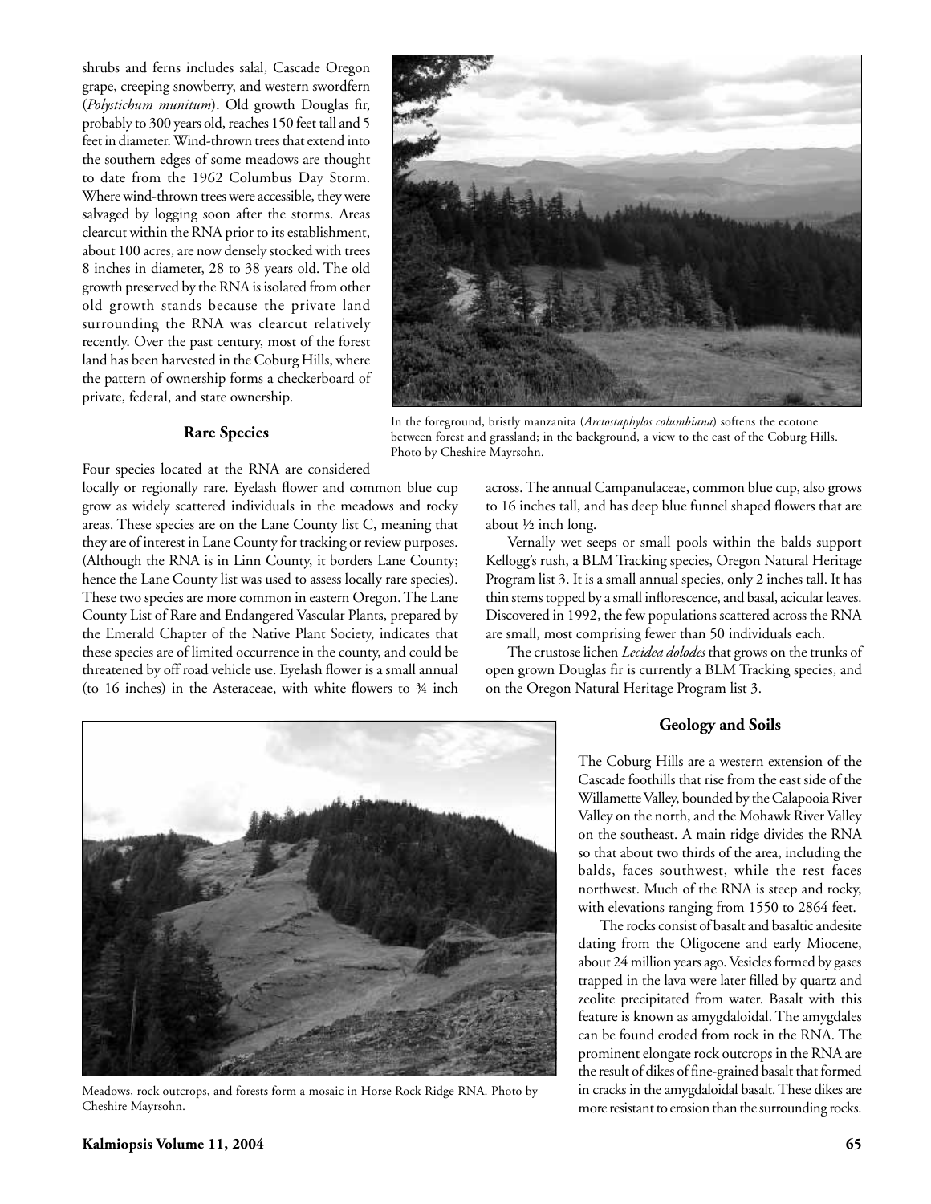shrubs and ferns includes salal, Cascade Oregon grape, creeping snowberry, and western swordfern (*Polystichum munitum*). Old growth Douglas fir, probably to 300 years old, reaches 150 feet tall and 5 feet in diameter. Wind-thrown trees that extend into the southern edges of some meadows are thought to date from the 1962 Columbus Day Storm. Where wind-thrown trees were accessible, they were salvaged by logging soon after the storms. Areas clearcut within the RNA prior to its establishment, about 100 acres, are now densely stocked with trees 8 inches in diameter, 28 to 38 years old. The old growth preserved by the RNA is isolated from other old growth stands because the private land surrounding the RNA was clearcut relatively recently. Over the past century, most of the forest land has been harvested in the Coburg Hills, where the pattern of ownership forms a checkerboard of private, federal, and state ownership.

In the foreground, bristly manzanita (*Arctostaphylos columbiana*) softens the ecotone between forest and grassland; in the background, a view to the east of the Coburg Hills. Photo by Cheshire Mayrsohn.

### Rare Species

Four species located at the RNA are considered locally or regionally rare. Eyelash flower and common blue cup grow as widely scattered individuals in the meadows and rocky areas. These species are on the Lane County list C, meaning that they are of interest in Lane County for tracking or review purposes. (Although the RNA is in Linn County, it borders Lane County; hence the Lane County list was used to assess locally rare species). These two species are more common in eastern Oregon. The Lane County List of Rare and Endangered Vascular Plants, prepared by the Emerald Chapter of the Native Plant Society, indicates that these species are of limited occurrence in the county, and could be threatened by off road vehicle use. Eyelash flower is a small annual (to 16 inches) in the Asteraceae, with white flowers to ¾ inch across. The annual Campanulaceae, common blue cup, also grows to 16 inches tall, and has deep blue funnel shaped flowers that are about ½ inch long.

Vernally wet seeps or small pools within the balds support Kellogg's rush, a BLM Tracking species, Oregon Natural Heritage Program list 3. It is a small annual species, only 2 inches tall. It has thin stems topped by a small inflorescence, and basal, acicular leaves. Discovered in 1992, the few populations scattered across the RNA are small, most comprising fewer than 50 individuals each.

The crustose lichen *Lecidea dolodes* that grows on the trunks of open grown Douglas fir is currently a BLM Tracking species, and on the Oregon Natural Heritage Program list 3.

Meadows, rock outcrops, and forests form a mosaic in Horse Rock Ridge RNA. Photo by Cheshire Mayrsohn.

### Geology and Soils

The Coburg Hills are a western extension of the Cascade foothills that rise from the east side of the Willamette Valley, bounded by the Calapooia River Valley on the north, and the Mohawk River Valley on the southeast. A main ridge divides the RNA so that about two thirds of the area, including the balds, faces southwest, while the rest faces northwest. Much of the RNA is steep and rocky, with elevations ranging from 1550 to 2864 feet.

The rocks consist of basalt and basaltic andesite dating from the Oligocene and early Miocene, about 24 million years ago. Vesicles formed by gases trapped in the lava were later filled by quartz and zeolite precipitated from water. Basalt with this feature is known as amygdaloidal. The amygdales can be found eroded from rock in the RNA. The prominent elongate rock outcrops in the RNA are the result of dikes of fine-grained basalt that formed in cracks in the amygdaloidal basalt. These dikes are more resistant to erosion than the surrounding rocks.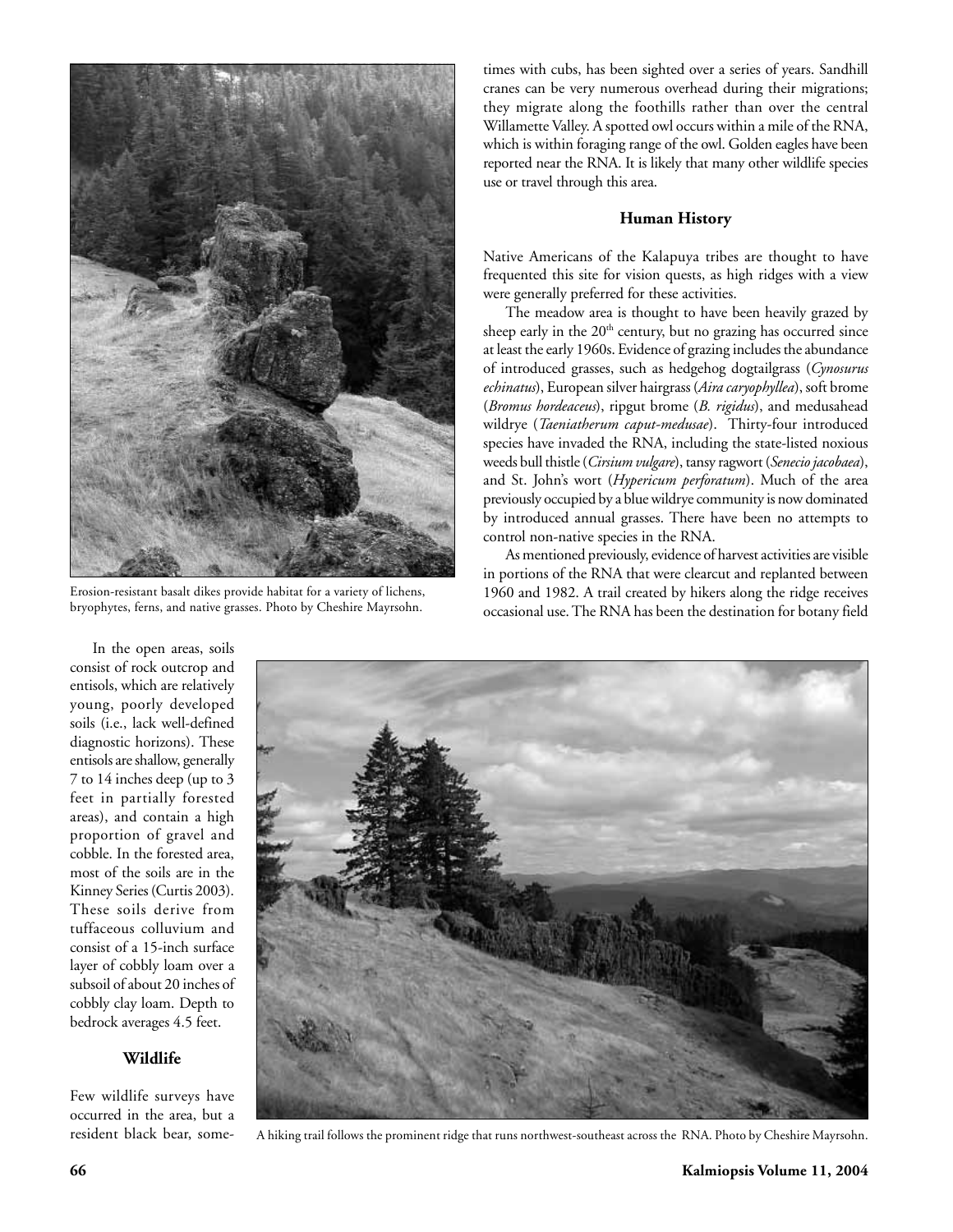Erosion-resistant basalt dikes provide habitat for a variety of lichens, bryophytes, ferns, and native grasses. Photo by Cheshire Mayrsohn.

In the open areas, soils consist of rock outcrop and entisols, which are relatively young, poorly developed soils (i.e., lack well-defined diagnostic horizons). These entisols are shallow, generally 7 to 14 inches deep (up to 3 feet in partially forested areas), and contain a high proportion of gravel and cobble. In the forested area, most of the soils are in the Kinney Series (Curtis 2003). These soils derive from tuffaceous colluvium and consist of a 15-inch surface layer of cobbly loam over a subsoil of about 20 inches of cobbly clay loam. Depth to bedrock averages 4.5 feet.

### Wildlife

Few wildlife surveys have occurred in the area, but a resident black bear, sometimes with cubs, has been sighted over a series of years. Sandhill cranes can be very numerous overhead during their migrations; they migrate along the foothills rather than over the central Willamette Valley. A spotted owl occurs within a mile of the RNA, which is within foraging range of the owl. Golden eagles have been reported near the RNA. It is likely that many other wildlife species use or travel through this area.

### Human History

Native Americans of the Kalapuya tribes are thought to have frequented this site for vision quests, as high ridges with a view were generally preferred for these activities.

The meadow area is thought to have been heavily grazed by sheep early in the 20th century, but no grazing has occurred since at least the early 1960s. Evidence of grazing includes the abundance of introduced grasses, such as hedgehog dogtailgrass (*Cynosurus echinatus*), European silver hairgrass (*Aira caryophyllea*), soft brome (*Bromus hordeaceus*), ripgut brome (*B. rigidus*), and medusahead wildrye (*Taeniatherum caput-medusae*). Thirty-four introduced species have invaded the RNA, including the state-listed noxious weeds bull thistle (*Cirsium vulgare*), tansy ragwort (*Senecio jacobaea*), and St. John's wort (*Hypericum perforatum*). Much of the area previously occupied by a blue wildrye community is now dominated by introduced annual grasses. There have been no attempts to control non-native species in the RNA.

As mentioned previously, evidence of harvest activities are visible in portions of the RNA that were clearcut and replanted between 1960 and 1982. A trail created by hikers along the ridge receives occasional use. The RNA has been the destination for botany field

A hiking trail follows the prominent ridge that runs northwest-southeast across the RNA. Photo by Cheshire Mayrsohn.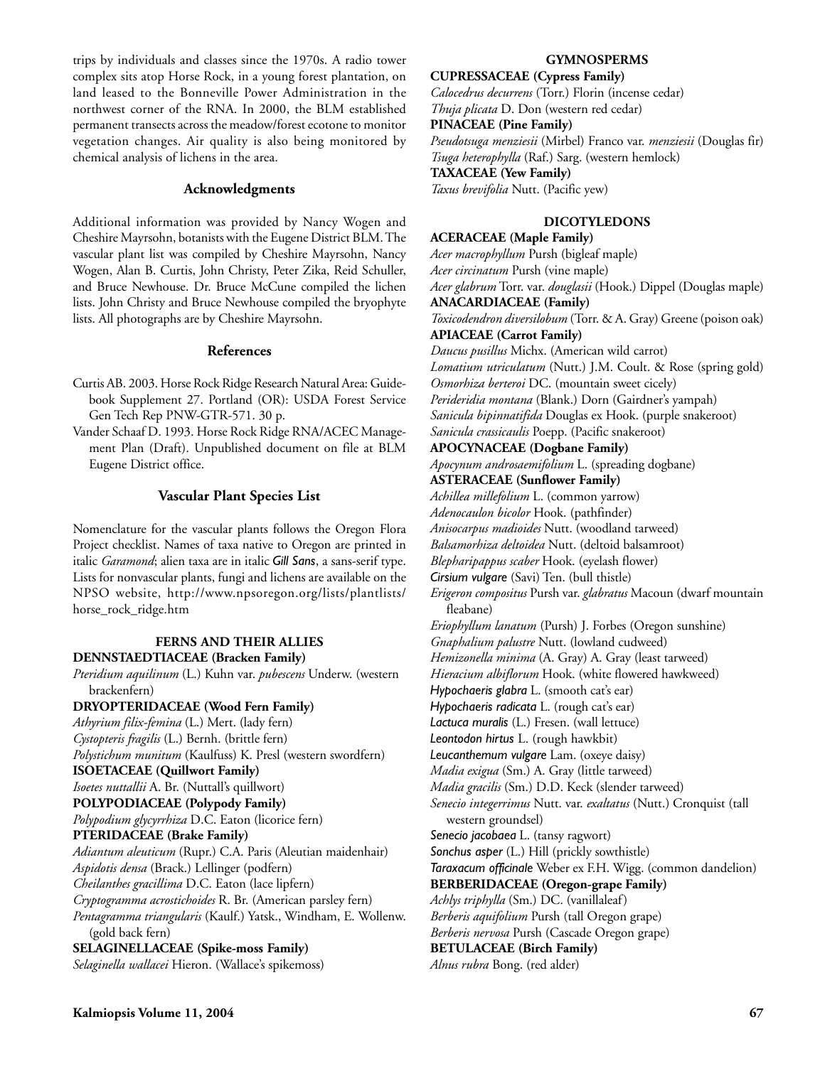trips by individuals and classes since the 1970s. A radio tower complex sits atop Horse Rock, in a young forest plantation, on land leased to the Bonneville Power Administration in the northwest corner of the RNA. In 2000, the BLM established permanent transects across the meadow/forest ecotone to monitor vegetation changes. Air quality is also being monitored by chemical analysis of lichens in the area.

## Acknowledgments

Additional information was provided by Nancy Wogen and Cheshire Mayrsohn, botanists with the Eugene District BLM. The vascular plant list was compiled by Cheshire Mayrsohn, Nancy Wogen, Alan B. Curtis, John Christy, Peter Zika, Reid Schuller, and Bruce Newhouse. Dr. Bruce McCune compiled the lichen lists. John Christy and Bruce Newhouse compiled the bryophyte lists. All photographs are by Cheshire Mayrsohn.

## References

Curtis AB. 2003. Horse Rock Ridge Research Natural Area: Guidebook Supplement 27. Portland (OR): USDA Forest Service Gen Tech Rep PNW-GTR-571. 30 p.

Vander Schaaf D. 1993. Horse Rock Ridge RNA/ACEC Management Plan (Draft). Unpublished document on file at BLM Eugene District office.

## Vascular Plant Species List

Nomenclature for the vascular plants follows the Oregon Flora Project checklist. Names of taxa native to Oregon are printed in italic *Garamond*; alien taxa are in italic *Gill Sans*, a sans-serif type. Lists for nonvascular plants, fungi and lichens are available on the NPSO website, http://www.npsoregon.org/lists/plantlists/horse_rock_ridge.htm

### FERNS AND THEIR ALLIES

**DENNSTAEDTIACEAE (Bracken Family)**
*Pteridium aquilinum* (L.) Kuhn var. *pubescens* Underw. (western brackenfern)

**DRYOPTERIDACEAE (Wood Fern Family)**
*Athyrium filix-femina* (L.) Mert. (lady fern)
*Cystopteris fragilis* (L.) Bernh. (brittle fern)
*Polystichum munitum* (Kaulfuss) K. Presl (western swordfern)

**ISOETACEAE (Quillwort Family)**
*Isoetes nuttallii* A. Br. (Nuttall's quillwort)

**POLYPODIACEAE (Polypody Family)**
*Polypodium glycyrrhiza* D.C. Eaton (licorice fern)

**PTERIDACEAE (Brake Family)**
*Adiantum aleuticum* (Rupr.) C.A. Paris (Aleutian maidenhair)
*Aspidotis densa* (Brack.) Lellinger (podfern)
*Cheilanthes gracillima* D.C. Eaton (lace lipfern)
*Cryptogramma acrostichoides* R. Br. (American parsley fern)
*Pentagramma triangularis* (Kaulf.) Yatsk., Windham, E. Wollenw. (gold back fern)

**SELAGINELLACEAE (Spike-moss Family)**
*Selaginella wallacei* Hieron. (Wallace's spikemoss)

### GYMNOSPERMS

**CUPRESSACEAE (Cypress Family)**
*Calocedrus decurrens* (Torr.) Florin (incense cedar)
*Thuja plicata* D. Don (western red cedar)

**PINACEAE (Pine Family)**
*Pseudotsuga menziesii* (Mirbel) Franco var. *menziesii* (Douglas fir)
*Tsuga heterophylla* (Raf.) Sarg. (western hemlock)

**TAXACEAE (Yew Family)**
*Taxus brevifolia* Nutt. (Pacific yew)

### DICOTYLEDONS

**ACERACEAE (Maple Family)**
*Acer macrophyllum* Pursh (bigleaf maple)
*Acer circinatum* Pursh (vine maple)
*Acer glabrum* Torr. var. *douglasii* (Hook.) Dippel (Douglas maple)

**ANACARDIACEAE (Family)**
*Toxicodendron diversilobum* (Torr. & A. Gray) Greene (poison oak)

**APIACEAE (Carrot Family)**
*Daucus pusillus* Michx. (American wild carrot)
*Lomatium utriculatum* (Nutt.) J.M. Coult. & Rose (spring gold)
*Osmorhiza berteroi* DC. (mountain sweet cicely)
*Perideridia montana* (Blank.) Dorn (Gairdner's yampah)
*Sanicula bipinnatifida* Douglas ex Hook. (purple snakeroot)
*Sanicula crassicaulis* Poepp. (Pacific snakeroot)

**APOCYNACEAE (Dogbane Family)**
*Apocynum androsaemifolium* L. (spreading dogbane)

**ASTERACEAE (Sunflower Family)**
*Achillea millefolium* L. (common yarrow)
*Adenocaulon bicolor* Hook. (pathfinder)
*Anisocarpus madioides* Nutt. (woodland tarweed)
*Balsamorhiza deltoidea* Nutt. (deltoid balsamroot)
*Blepharipappus scaber* Hook. (eyelash flower)
*Cirsium vulgare* (Savi) Ten. (bull thistle)
*Erigeron compositus* Pursh var. *glabratus* Macoun (dwarf mountain fleabane)
*Eriophyllum lanatum* (Pursh) J. Forbes (Oregon sunshine)
*Gnaphalium palustre* Nutt. (lowland cudweed)
*Hemizonella minima* (A. Gray) A. Gray (least tarweed)
*Hieracium albiflorum* Hook. (white flowered hawkweed)
*Hypochaeris glabra* L. (smooth cat's ear)
*Hypochaeris radicata* L. (rough cat's ear)
*Lactuca muralis* (L.) Fresen. (wall lettuce)
*Leontodon hirtus* L. (rough hawkbit)
*Leucanthemum vulgare* Lam. (oxeye daisy)
*Madia exigua* (Sm.) A. Gray (little tarweed)
*Madia gracilis* (Sm.) D.D. Keck (slender tarweed)
*Senecio integerrimus* Nutt. var. *exaltatus* (Nutt.) Cronquist (tall western groundsel)
*Senecio jacobaea* L. (tansy ragwort)
*Sonchus asper* (L.) Hill (prickly sowthistle)
*Taraxacum officinale* Weber ex F.H. Wigg. (common dandelion)

**BERBERIDACEAE (Oregon-grape Family)**
*Achlys triphylla* (Sm.) DC. (vanillaleaf)
*Berberis aquifolium* Pursh (tall Oregon grape)
*Berberis nervosa* Pursh (Cascade Oregon grape)

**BETULACEAE (Birch Family)**
*Alnus rubra* Bong. (red alder)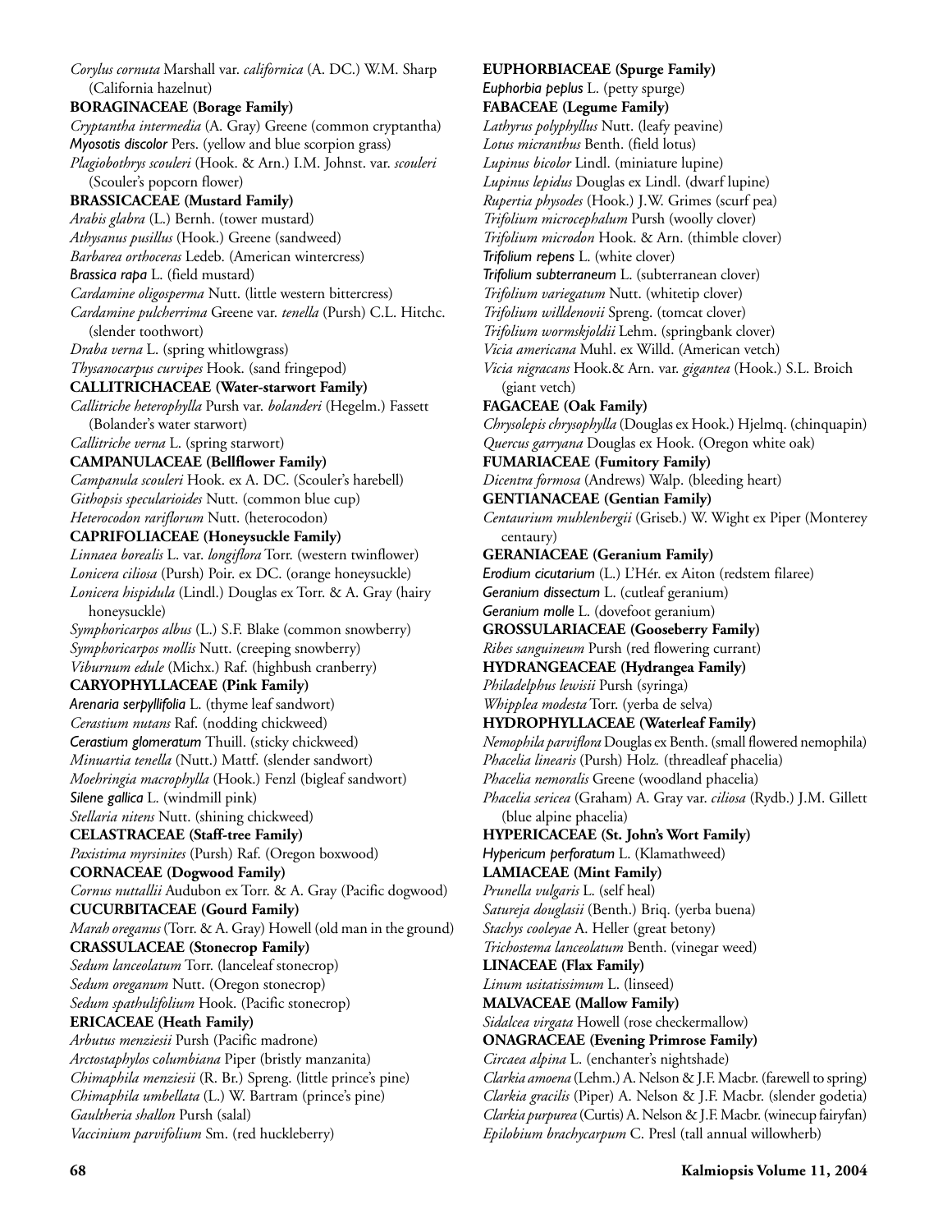*Corylus cornuta* Marshall var. *californica* (A. DC.) W.M. Sharp (California hazelnut)

**BORAGINACEAE (Borage Family)**

*Cryptantha intermedia* (A. Gray) Greene (common cryptantha)
*Myosotis discolor* Pers. (yellow and blue scorpion grass)
*Plagiobothrys scouleri* (Hook. & Arn.) I.M. Johnst. var. *scouleri* (Scouler's popcorn flower)

**BRASSICACEAE (Mustard Family)**

*Arabis glabra* (L.) Bernh. (tower mustard)
*Athysanus pusillus* (Hook.) Greene (sandweed)
*Barbarea orthoceras* Ledeb. (American wintercress)
*Brassica rapa* L. (field mustard)
*Cardamine oligosperma* Nutt. (little western bittercress)
*Cardamine pulcherrima* Greene var. *tenella* (Pursh) C.L. Hitchc. (slender toothwort)
*Draba verna* L. (spring whitlowgrass)
*Thysanocarpus curvipes* Hook. (sand fringepod)

**CALLITRICHACEAE (Water-starwort Family)**

*Callitriche heterophylla* Pursh var. *bolanderi* (Hegelm.) Fassett (Bolander's water starwort)
*Callitriche verna* L. (spring starwort)

**CAMPANULACEAE (Bellflower Family)**

*Campanula scouleri* Hook. ex A. DC. (Scouler's harebell)
*Githopsis specularioides* Nutt. (common blue cup)
*Heterocodon rariflorum* Nutt. (heterocodon)

**CAPRIFOLIACEAE (Honeysuckle Family)**

*Linnaea borealis* L. var. *longiflora* Torr. (western twinflower)
*Lonicera ciliosa* (Pursh) Poir. ex DC. (orange honeysuckle)
*Lonicera hispidula* (Lindl.) Douglas ex Torr. & A. Gray (hairy honeysuckle)
*Symphoricarpos albus* (L.) S.F. Blake (common snowberry)
*Symphoricarpos mollis* Nutt. (creeping snowberry)
*Viburnum edule* (Michx.) Raf. (highbush cranberry)

**CARYOPHYLLACEAE (Pink Family)**

*Arenaria serpyllifolia* L. (thyme leaf sandwort)
*Cerastium nutans* Raf. (nodding chickweed)
*Cerastium glomeratum* Thuill. (sticky chickweed)
*Minuartia tenella* (Nutt.) Mattf. (slender sandwort)
*Moehringia macrophylla* (Hook.) Fenzl (bigleaf sandwort)
*Silene gallica* L. (windmill pink)
*Stellaria nitens* Nutt. (shining chickweed)

**CELASTRACEAE (Staff-tree Family)**

*Paxistima myrsinites* (Pursh) Raf. (Oregon boxwood)

**CORNACEAE (Dogwood Family)**

*Cornus nuttallii* Audubon ex Torr. & A. Gray (Pacific dogwood)

**CUCURBITACEAE (Gourd Family)**

*Marah oreganus* (Torr. & A. Gray) Howell (old man in the ground)

**CRASSULACEAE (Stonecrop Family)**

*Sedum lanceolatum* Torr. (lanceleaf stonecrop)
*Sedum oreganum* Nutt. (Oregon stonecrop)
*Sedum spathulifolium* Hook. (Pacific stonecrop)

**ERICACEAE (Heath Family)**

*Arbutus menziesii* Pursh (Pacific madrone)
*Arctostaphylos columbiana* Piper (bristly manzanita)
*Chimaphila menziesii* (R. Br.) Spreng. (little prince's pine)
*Chimaphila umbellata* (L.) W. Bartram (prince's pine)
*Gaultheria shallon* Pursh (salal)
*Vaccinium parvifolium* Sm. (red huckleberry)

**EUPHORBIACEAE (Spurge Family)**

*Euphorbia peplus* L. (petty spurge)

**FABACEAE (Legume Family)**

*Lathyrus polyphyllus* Nutt. (leafy peavine)
*Lotus micranthus* Benth. (field lotus)
*Lupinus bicolor* Lindl. (miniature lupine)
*Lupinus lepidus* Douglas ex Lindl. (dwarf lupine)
*Rupertia physodes* (Hook.) J.W. Grimes (scurf pea)
*Trifolium microcephalum* Pursh (woolly clover)
*Trifolium microdon* Hook. & Arn. (thimble clover)
*Trifolium repens* L. (white clover)
*Trifolium subterraneum* L. (subterranean clover)
*Trifolium variegatum* Nutt. (whitetip clover)
*Trifolium willdenovii* Spreng. (tomcat clover)
*Trifolium wormskjoldii* Lehm. (springbank clover)
*Vicia americana* Muhl. ex Willd. (American vetch)
*Vicia nigracans* Hook.& Arn. var. *gigantea* (Hook.) S.L. Broich (giant vetch)

**FAGACEAE (Oak Family)**

*Chrysolepis chrysophylla* (Douglas ex Hook.) Hjelmq. (chinquapin)
*Quercus garryana* Douglas ex Hook. (Oregon white oak)

**FUMARIACEAE (Fumitory Family)**

*Dicentra formosa* (Andrews) Walp. (bleeding heart)

**GENTIANACEAE (Gentian Family)**

*Centaurium muhlenbergii* (Griseb.) W. Wight ex Piper (Monterey centaury)

**GERANIACEAE (Geranium Family)**

*Erodium cicutarium* (L.) L'Hér. ex Aiton (redstem filaree)
*Geranium dissectum* L. (cutleaf geranium)
*Geranium molle* L. (dovefoot geranium)

**GROSSULARIACEAE (Gooseberry Family)**

*Ribes sanguineum* Pursh (red flowering currant)

**HYDRANGEACEAE (Hydrangea Family)**

*Philadelphus lewisii* Pursh (syringa)
*Whipplea modesta* Torr. (yerba de selva)

**HYDROPHYLLACEAE (Waterleaf Family)**

*Nemophila parviflora* Douglas ex Benth. (small flowered nemophila)
*Phacelia linearis* (Pursh) Holz. (threadleaf phacelia)
*Phacelia nemoralis* Greene (woodland phacelia)
*Phacelia sericea* (Graham) A. Gray var. *ciliosa* (Rydb.) J.M. Gillett (blue alpine phacelia)

**HYPERICACEAE (St. John's Wort Family)**

*Hypericum perforatum* L. (Klamathweed)

**LAMIACEAE (Mint Family)**

*Prunella vulgaris* L. (self heal)
*Satureja douglasii* (Benth.) Briq. (yerba buena)
*Stachys cooleyae* A. Heller (great betony)
*Trichostema lanceolatum* Benth. (vinegar weed)

**LINACEAE (Flax Family)**

*Linum usitatissimum* L. (linseed)

**MALVACEAE (Mallow Family)**

*Sidalcea virgata* Howell (rose checkermallow)

**ONAGRACEAE (Evening Primrose Family)**

*Circaea alpina* L. (enchanter's nightshade)
*Clarkia amoena* (Lehm.) A. Nelson & J.F. Macbr. (farewell to spring)
*Clarkia gracilis* (Piper) A. Nelson & J.F. Macbr. (slender godetia)
*Clarkia purpurea* (Curtis) A. Nelson & J.F. Macbr. (winecup fairyfan)
*Epilobium brachycarpum* C. Presl (tall annual willowherb)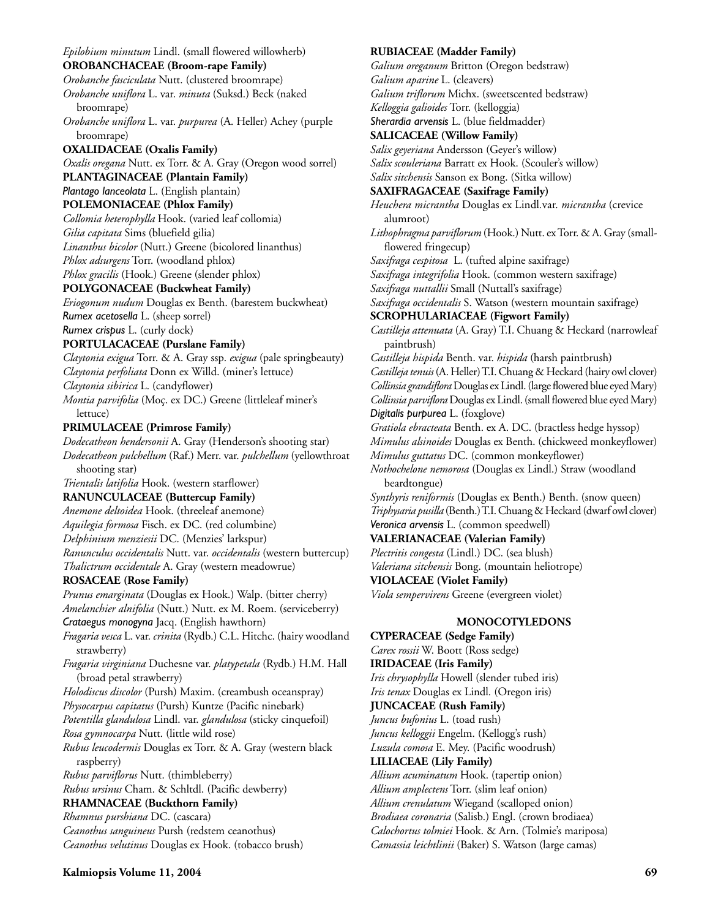*Epilobium minutum* Lindl. (small flowered willowherb)

**OROBANCHACEAE (Broom-rape Family)**

*Orobanche fasciculata* Nutt. (clustered broomrape)

*Orobanche uniflora* L. var. *minuta* (Suksd.) Beck (naked broomrape)

*Orobanche uniflora* L. var. *purpurea* (A. Heller) Achey (purple broomrape)

**OXALIDACEAE (Oxalis Family)**

*Oxalis oregana* Nutt. ex Torr. & A. Gray (Oregon wood sorrel)

**PLANTAGINACEAE (Plantain Family)**

***Plantago lanceolata*** **L.** (English plantain)

**POLEMONIACEAE (Phlox Family)**

*Collomia heterophylla* Hook. (varied leaf collomia)

*Gilia capitata* Sims (bluefield gilia)

*Linanthus bicolor* (Nutt.) Greene (bicolored linanthus)

*Phlox adsurgens* Torr. (woodland phlox)

*Phlox gracilis* (Hook.) Greene (slender phlox)

**POLYGONACEAE (Buckwheat Family)**

*Eriogonum nudum* Douglas ex Benth. (barestem buckwheat)

***Rumex acetosella*** L. (sheep sorrel)

***Rumex crispus*** L. (curly dock)

**PORTULACACEAE (Purslane Family)**

*Claytonia exigua* Torr. & A. Gray ssp. *exigua* (pale springbeauty)

*Claytonia perfoliata* Donn ex Willd. (miner's lettuce)

*Claytonia sibirica* L. (candyflower)

*Montia parvifolia* (Moç. ex DC.) Greene (littleleaf miner's lettuce)

**PRIMULACEAE (Primrose Family)**

*Dodecatheon hendersonii* A. Gray (Henderson's shooting star)

*Dodecatheon pulchellum* (Raf.) Merr. var. *pulchellum* (yellowthroat shooting star)

*Trientalis latifolia* Hook. (western starflower)

**RANUNCULACEAE (Buttercup Family)**

*Anemone deltoidea* Hook. (threeleaf anemone)

*Aquilegia formosa* Fisch. ex DC. (red columbine)

*Delphinium menziesii* DC. (Menzies' larkspur)

*Ranunculus occidentalis* Nutt. var. *occidentalis* (western buttercup)

*Thalictrum occidentale* A. Gray (western meadowrue)

**ROSACEAE (Rose Family)**

*Prunus emarginata* (Douglas ex Hook.) Walp. (bitter cherry)

*Amelanchier alnifolia* (Nutt.) Nutt. ex M. Roem. (serviceberry)

***Crataegus monogyna*** Jacq. (English hawthorn)

*Fragaria vesca* L. var. *crinita* (Rydb.) C.L. Hitchc. (hairy woodland strawberry)

*Fragaria virginiana* Duchesne var. *platypetala* (Rydb.) H.M. Hall (broad petal strawberry)

*Holodiscus discolor* (Pursh) Maxim. (creambush oceanspray)

*Physocarpus capitatus* (Pursh) Kuntze (Pacific ninebark)

*Potentilla glandulosa* Lindl. var. *glandulosa* (sticky cinquefoil)

*Rosa gymnocarpa* Nutt. (little wild rose)

*Rubus leucodermis* Douglas ex Torr. & A. Gray (western black raspberry)

*Rubus parviflorus* Nutt. (thimbleberry)

*Rubus ursinus* Cham. & Schltdl. (Pacific dewberry)

**RHAMNACEAE (Buckthorn Family)**

*Rhamnus purshiana* DC. (cascara)

*Ceanothus sanguineus* Pursh (redstem ceanothus)

*Ceanothus velutinus* Douglas ex Hook. (tobacco brush)

**RUBIACEAE (Madder Family)**

*Galium oreganum* Britton (Oregon bedstraw)

*Galium aparine* L. (cleavers)

*Galium triflorum* Michx. (sweetscented bedstraw)

*Kelloggia galioides* Torr. (kelloggia)

***Sherardia arvensis*** L. (blue fieldmadder)

**SALICACEAE (Willow Family)**

*Salix geyeriana* Andersson (Geyer's willow)

*Salix scouleriana* Barratt ex Hook. (Scouler's willow)

*Salix sitchensis* Sanson ex Bong. (Sitka willow)

**SAXIFRAGACEAE (Saxifrage Family)**

*Heuchera micrantha* Douglas ex Lindl.var. *micrantha* (crevice alumroot)

*Lithophragma parviflorum* (Hook.) Nutt. ex Torr. & A. Gray (small-flowered fringecup)

*Saxifraga cespitosa* L. (tufted alpine saxifrage)

*Saxifraga integrifolia* Hook. (common western saxifrage)

*Saxifraga nuttallii* Small (Nuttall's saxifrage)

*Saxifraga occidentalis* S. Watson (western mountain saxifrage)

**SCROPHULARIACEAE (Figwort Family)**

*Castilleja attenuata* (A. Gray) T.I. Chuang & Heckard (narrowleaf paintbrush)

*Castilleja hispida* Benth. var. *hispida* (harsh paintbrush)

*Castilleja tenuis* (A. Heller) T.I. Chuang & Heckard (hairy owl clover)

*Collinsia grandiflora* Douglas ex Lindl. (large flowered blue eyed Mary)

*Collinsia parviflora* Douglas ex Lindl. (small flowered blue eyed Mary)

***Digitalis purpurea*** L. (foxglove)

*Gratiola ebracteata* Benth. ex A. DC. (bractless hedge hyssop)

*Mimulus alsinoides* Douglas ex Benth. (chickweed monkeyflower)

*Mimulus guttatus* DC. (common monkeyflower)

*Nothochelone nemorosa* (Douglas ex Lindl.) Straw (woodland beardtongue)

*Synthyris reniformis* (Douglas ex Benth.) Benth. (snow queen)

*Triphysaria pusilla* (Benth.) T.I. Chuang & Heckard (dwarf owl clover)

***Veronica arvensis*** L. (common speedwell)

**VALERIANACEAE (Valerian Family)**

*Plectritis congesta* (Lindl.) DC. (sea blush)

*Valeriana sitchensis* Bong. (mountain heliotrope)

**VIOLACEAE (Violet Family)**

*Viola sempervirens* Greene (evergreen violet)

## MONOCOTYLEDONS

**CYPERACEAE (Sedge Family)**

*Carex rossii* W. Boott (Ross sedge)

**IRIDACEAE (Iris Family)**

*Iris chrysophylla* Howell (slender tubed iris)

*Iris tenax* Douglas ex Lindl. (Oregon iris)

**JUNCACEAE (Rush Family)**

*Juncus bufonius* L. (toad rush)

*Juncus kelloggii* Engelm. (Kellogg's rush)

*Luzula comosa* E. Mey. (Pacific woodrush)

**LILIACEAE (Lily Family)**

*Allium acuminatum* Hook. (tapertip onion)

*Allium amplectens* Torr. (slim leaf onion)

*Allium crenulatum* Wiegand (scalloped onion)

*Brodiaea coronaria* (Salisb.) Engl. (crown brodiaea)

*Calochortus tolmiei* Hook. & Arn. (Tolmie's mariposa)

*Camassia leichtlinii* (Baker) S. Watson (large camas)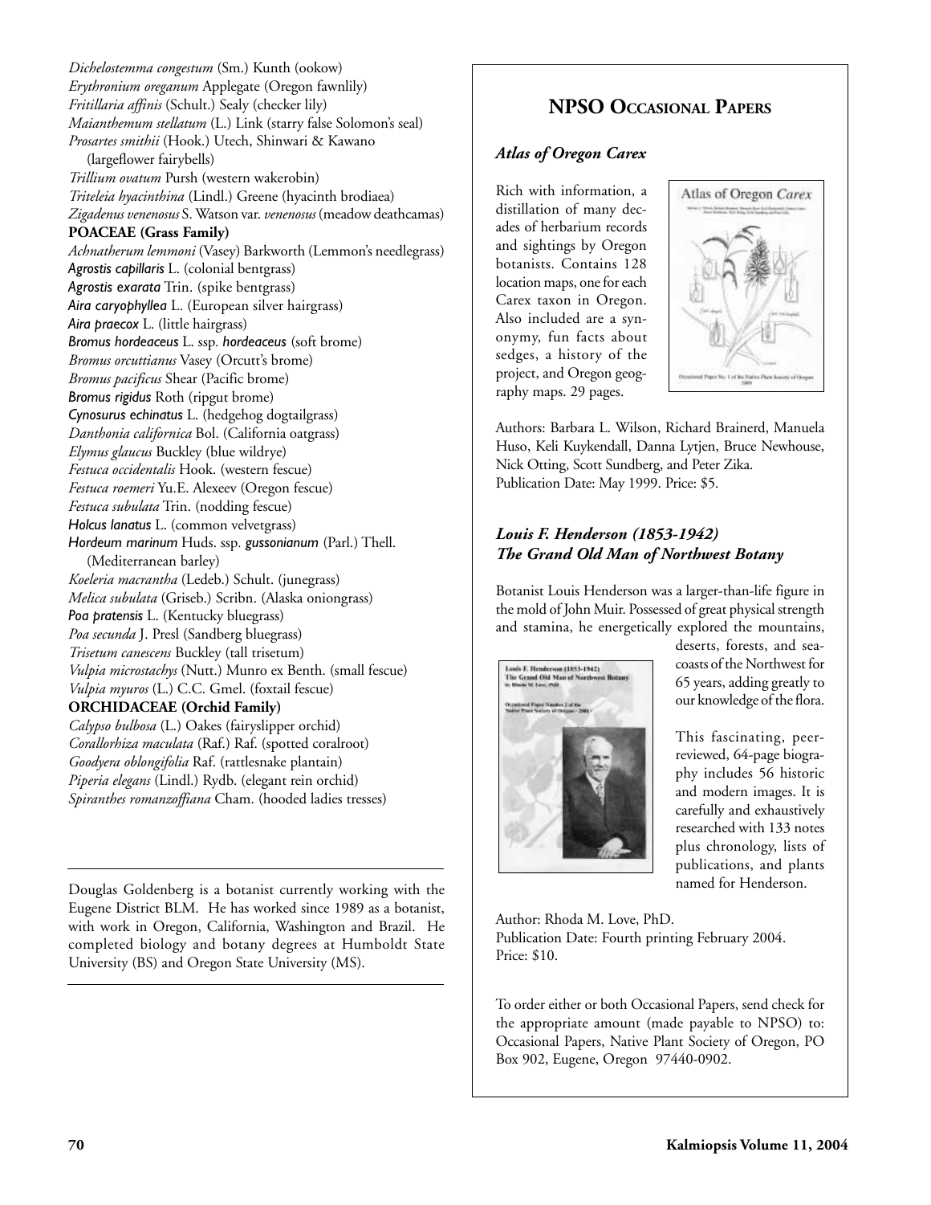*Dichelostemma congestum* (Sm.) Kunth (ookow)
*Erythronium oreganum* Applegate (Oregon fawnlily)
*Fritillaria affinis* (Schult.) Sealy (checker lily)
*Maianthemum stellatum* (L.) Link (starry false Solomon's seal)
*Prosartes smithii* (Hook.) Utech, Shinwari & Kawano (largeflower fairybells)
*Trillium ovatum* Pursh (western wakerobin)
*Triteleia hyacinthina* (Lindl.) Greene (hyacinth brodiaea)
*Zigadenus venenosus* S. Watson var. *venenosus* (meadow deathcamas)

**POACEAE (Grass Family)**

*Achnatherum lemmoni* (Vasey) Barkworth (Lemmon's needlegrass)
*Agrostis capillaris* L. (colonial bentgrass)
*Agrostis exarata* Trin. (spike bentgrass)
*Aira caryophyllea* L. (European silver hairgrass)
*Aira praecox* L. (little hairgrass)
*Bromus hordeaceus* L. ssp. *hordeaceus* (soft brome)
*Bromus orcuttianus* Vasey (Orcutt's brome)
*Bromus pacificus* Shear (Pacific brome)
*Bromus rigidus* Roth (ripgut brome)
*Cynosurus echinatus* L. (hedgehog dogtailgrass)
*Danthonia californica* Bol. (California oatgrass)
*Elymus glaucus* Buckley (blue wildrye)
*Festuca occidentalis* Hook. (western fescue)
*Festuca roemeri* Yu.E. Alexeev (Oregon fescue)
*Festuca subulata* Trin. (nodding fescue)
*Holcus lanatus* L. (common velvetgrass)
*Hordeum marinum* Huds. ssp. *gussonianum* (Parl.) Thell. (Mediterranean barley)
*Koeleria macrantha* (Ledeb.) Schult. (junegrass)
*Melica subulata* (Griseb.) Scribn. (Alaska oniongrass)
*Poa pratensis* L. (Kentucky bluegrass)
*Poa secunda* J. Presl (Sandberg bluegrass)
*Trisetum canescens* Buckley (tall trisetum)
*Vulpia microstachys* (Nutt.) Munro ex Benth. (small fescue)
*Vulpia myuros* (L.) C.C. Gmel. (foxtail fescue)

**ORCHIDACEAE (Orchid Family)**

*Calypso bulbosa* (L.) Oakes (fairyslipper orchid)
*Corallorhiza maculata* (Raf.) Raf. (spotted coralroot)
*Goodyera oblongifolia* Raf. (rattlesnake plantain)
*Piperia elegans* (Lindl.) Rydb. (elegant rein orchid)
*Spiranthes romanzoffiana* Cham. (hooded ladies tresses)

---

Douglas Goldenberg is a botanist currently working with the Eugene District BLM. He has worked since 1989 as a botanist, with work in Oregon, California, Washington and Brazil. He completed biology and botany degrees at Humboldt State University (BS) and Oregon State University (MS).

---

## NPSO Occasional Papers

### *Atlas of Oregon Carex*

Rich with information, a distillation of many decades of herbarium records and sightings by Oregon botanists. Contains 128 location maps, one for each Carex taxon in Oregon. Also included are a synonymy, fun facts about sedges, a history of the project, and Oregon geography maps. 29 pages.

Authors: Barbara L. Wilson, Richard Brainerd, Manuela Huso, Keli Kuykendall, Danna Lytjen, Bruce Newhouse, Nick Otting, Scott Sundberg, and Peter Zika.
Publication Date: May 1999. Price: $5.

### *Louis F. Henderson (1853-1942) The Grand Old Man of Northwest Botany*

Botanist Louis Henderson was a larger-than-life figure in the mold of John Muir. Possessed of great physical strength and stamina, he energetically explored the mountains, deserts, forests, and seacoasts of the Northwest for 65 years, adding greatly to our knowledge of the flora.

This fascinating, peer-reviewed, 64-page biography includes 56 historic and modern images. It is carefully and exhaustively researched with 133 notes plus chronology, lists of publications, and plants named for Henderson.

Author: Rhoda M. Love, PhD.
Publication Date: Fourth printing February 2004.
Price: $10.

To order either or both Occasional Papers, send check for the appropriate amount (made payable to NPSO) to: Occasional Papers, Native Plant Society of Oregon, PO Box 902, Eugene, Oregon 97440-0902.